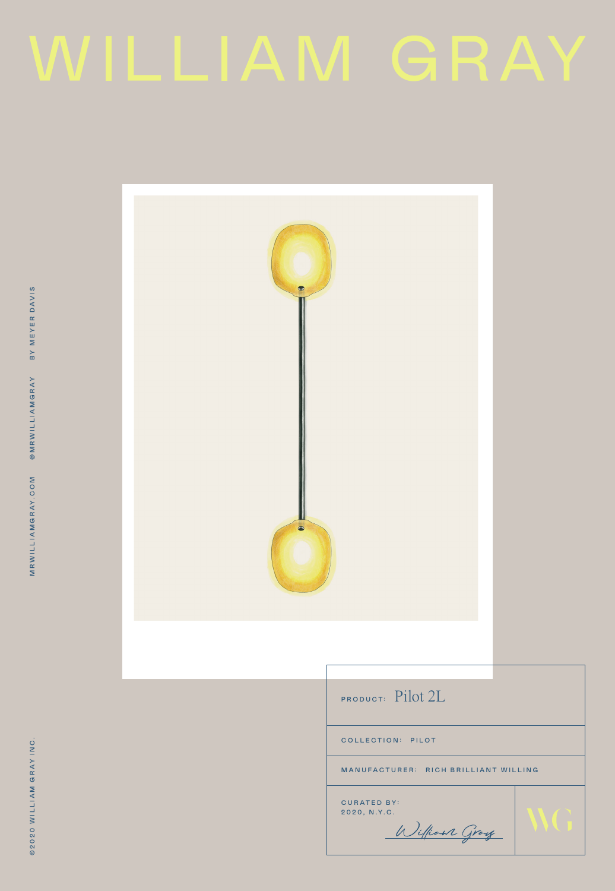# WILLIAM GRAY

MRWILLIAMGRAY.COM @MRWILLIAMGRAY BY MEYER DAVIS

| | |
|---|---|
| PRODUCT: Pilot 2L | |
| COLLECTION: PILOT | |
| MANUFACTURER: RICH BRILLIANT WILLING | |
| CURATED BY: 2020, N.Y.C. William Gray | WG |

©2020 WILLIAM GRAY INC.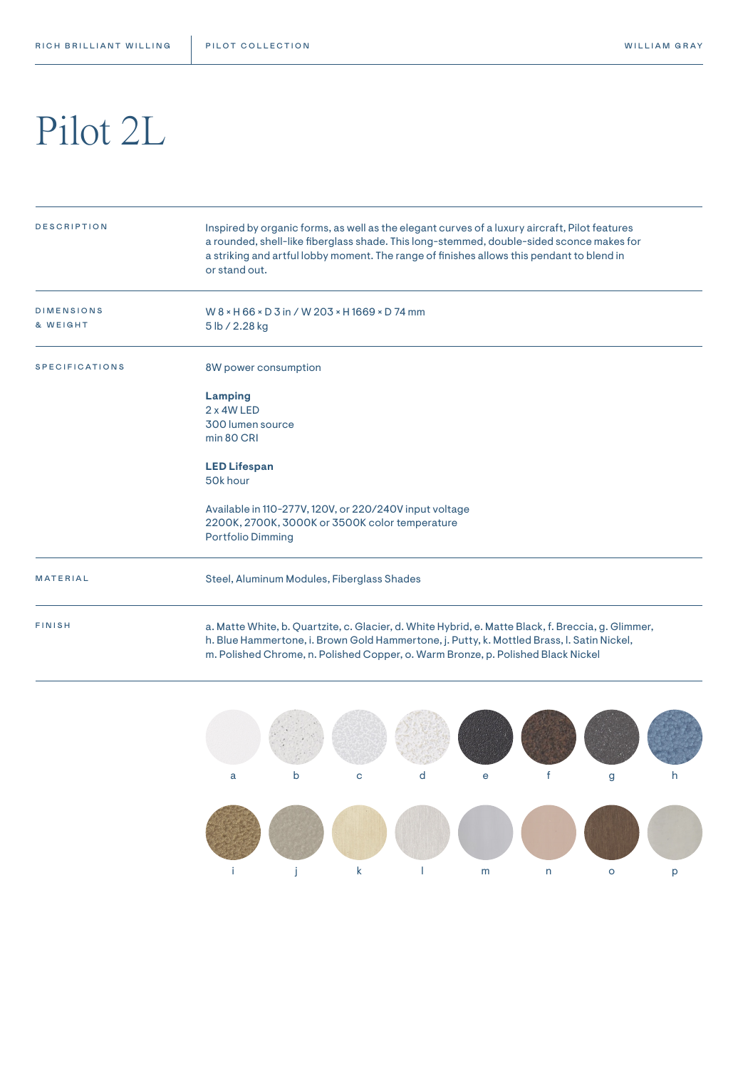# Pilot 2L

| | |
|---|---|
| DESCRIPTION | Inspired by organic forms, as well as the elegant curves of a luxury aircraft, Pilot features a rounded, shell-like fiberglass shade. This long-stemmed, double-sided sconce makes for a striking and artful lobby moment. The range of finishes allows this pendant to blend in or stand out. |
| DIMENSIONS & WEIGHT | W 8 × H 66 × D 3 in / W 203 × H 1669 × D 74 mm<br>5 lb / 2.28 kg |
| SPECIFICATIONS | 8W power consumption<br><br>**Lamping**<br>2 x 4W LED<br>300 lumen source<br>min 80 CRI<br><br>**LED Lifespan**<br>50k hour<br><br>Available in 110-277V, 120V, or 220/240V input voltage<br>2200K, 2700K, 3000K or 3500K color temperature<br>Portfolio Dimming |
| MATERIAL | Steel, Aluminum Modules, Fiberglass Shades |
| FINISH | a. Matte White, b. Quartzite, c. Glacier, d. White Hybrid, e. Matte Black, f. Breccia, g. Glimmer, h. Blue Hammertone, i. Brown Gold Hammertone, j. Putty, k. Mottled Brass, l. Satin Nickel, m. Polished Chrome, n. Polished Copper, o. Warm Bronze, p. Polished Black Nickel |

a b c d e f g h

i j k l m n o p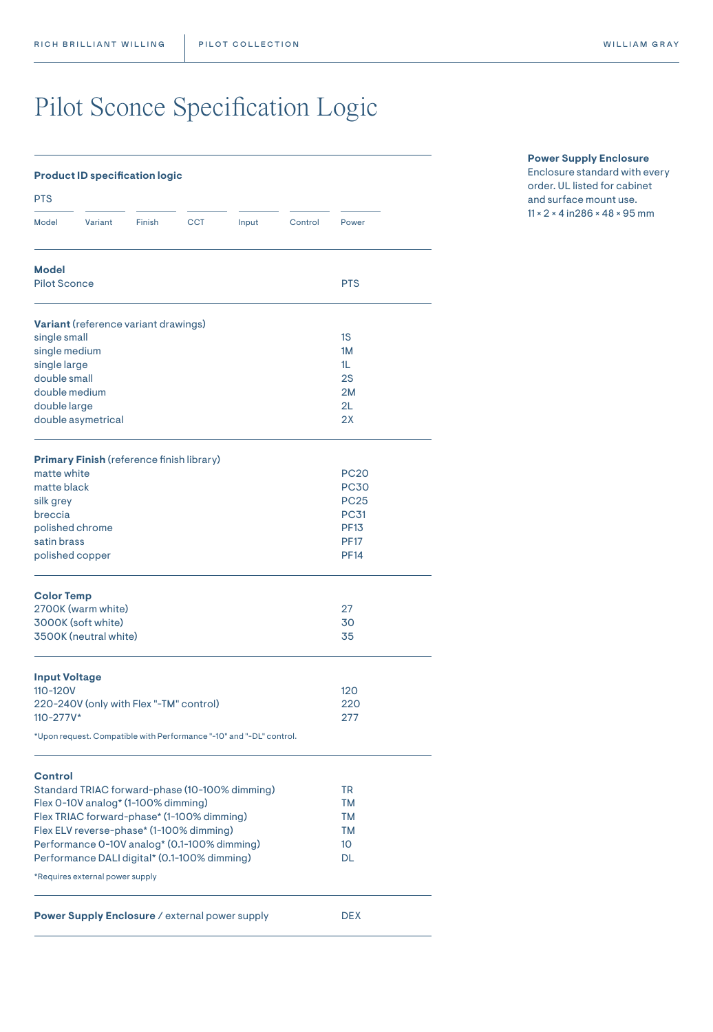# Pilot Sconce Specification Logic

**Product ID specification logic**

PTS

| Model | Variant | Finish | CCT | Input | Control | Power |
|---|---|---|---|---|---|---|

**Model**

| | |
|---|---|
| Pilot Sconce | PTS |

**Variant** (reference variant drawings)

| | |
|---|---|
| single small | 1S |
| single medium | 1M |
| single large | 1L |
| double small | 2S |
| double medium | 2M |
| double large | 2L |
| double asymetrical | 2X |

**Primary Finish** (reference finish library)

| | |
|---|---|
| matte white | PC20 |
| matte black | PC30 |
| silk grey | PC25 |
| breccia | PC31 |
| polished chrome | PF13 |
| satin brass | PF17 |
| polished copper | PF14 |

**Color Temp**

| | |
|---|---|
| 2700K (warm white) | 27 |
| 3000K (soft white) | 30 |
| 3500K (neutral white) | 35 |

**Input Voltage**

| | |
|---|---|
| 110-120V | 120 |
| 220-240V (only with Flex "-TM" control) | 220 |
| 110-277V* | 277 |

*Upon request. Compatible with Performance "-10" and "-DL" control.

**Control**

| | |
|---|---|
| Standard TRIAC forward-phase (10-100% dimming) | TR |
| Flex 0-10V analog* (1-100% dimming) | TM |
| Flex TRIAC forward-phase* (1-100% dimming) | TM |
| Flex ELV reverse-phase* (1-100% dimming) | TM |
| Performance 0-10V analog* (0.1-100% dimming) | 10 |
| Performance DALI digital* (0.1-100% dimming) | DL |

*Requires external power supply

| | |
|---|---|
| **Power Supply Enclosure** / external power supply | DEX |

**Power Supply Enclosure**
Enclosure standard with every order. UL listed for cabinet and surface mount use.
11 × 2 × 4 in286 × 48 × 95 mm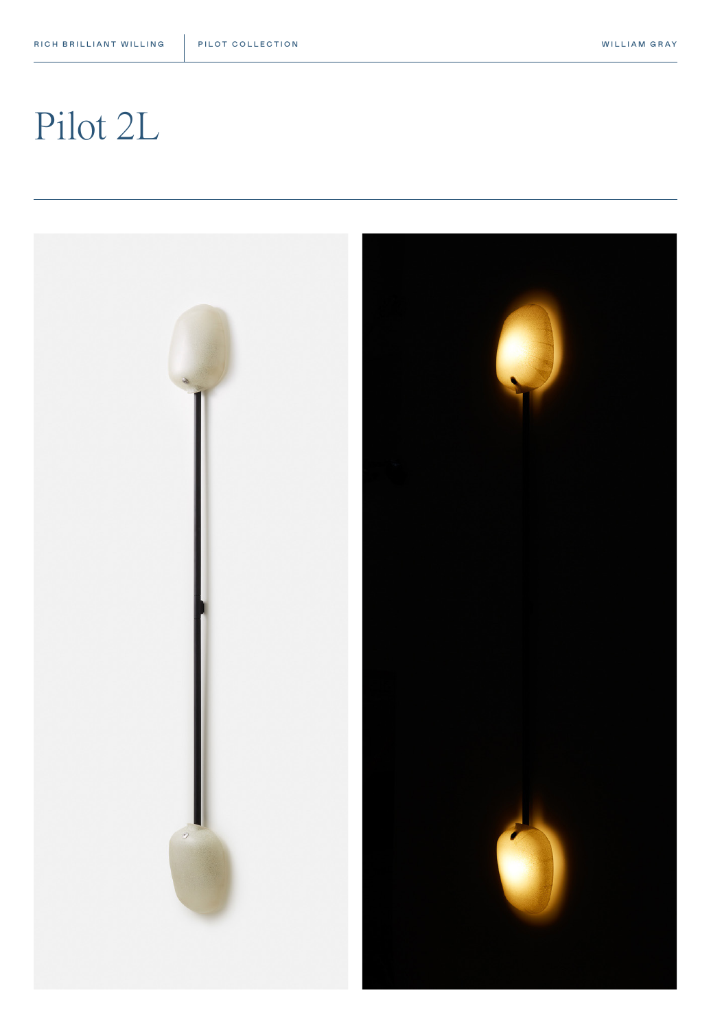# Pilot 2L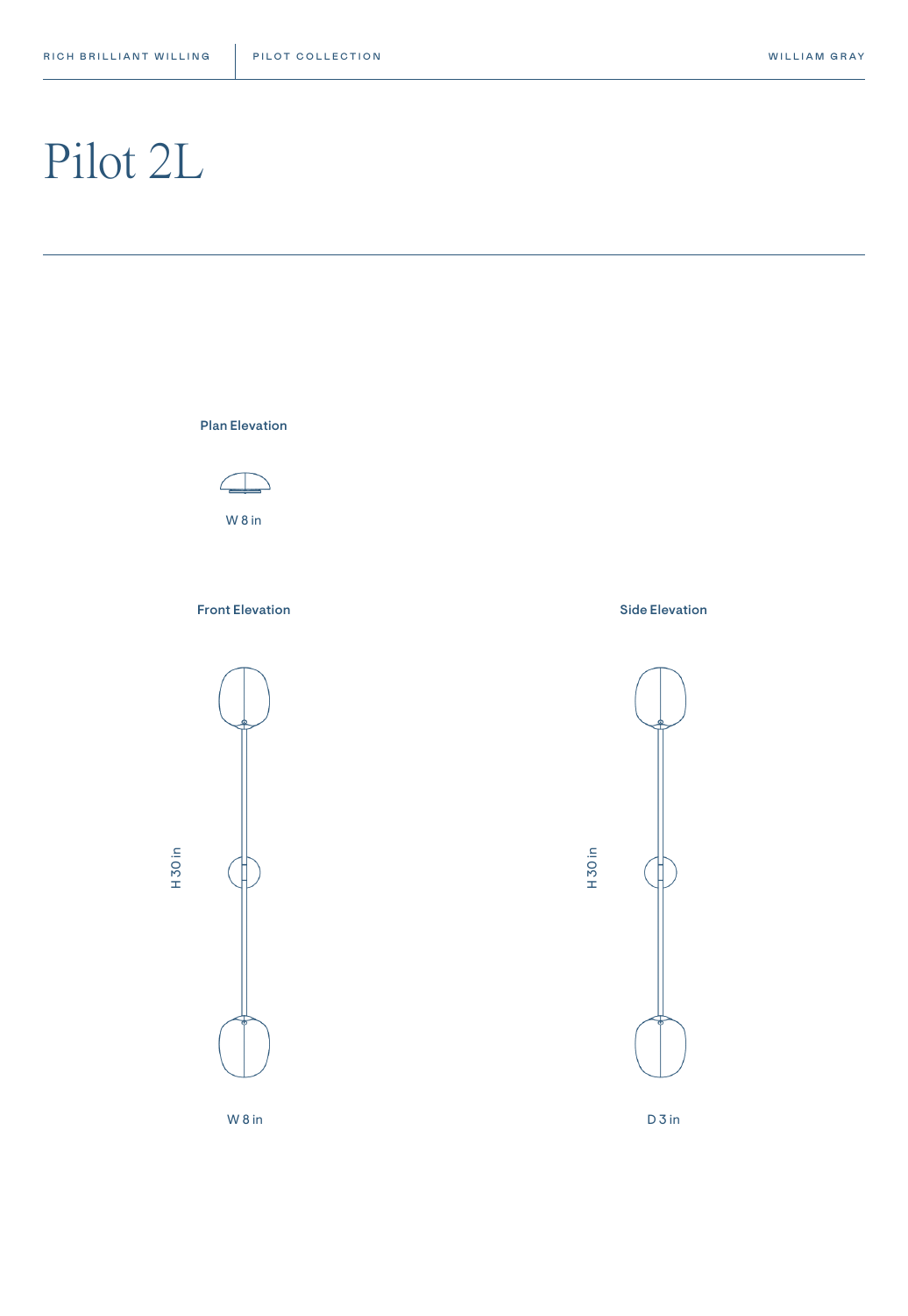# Pilot 2L

**Plan Elevation**

W 8 in

**Front Elevation**

H 30 in

W 8 in

**Side Elevation**

H 30 in

D 3 in